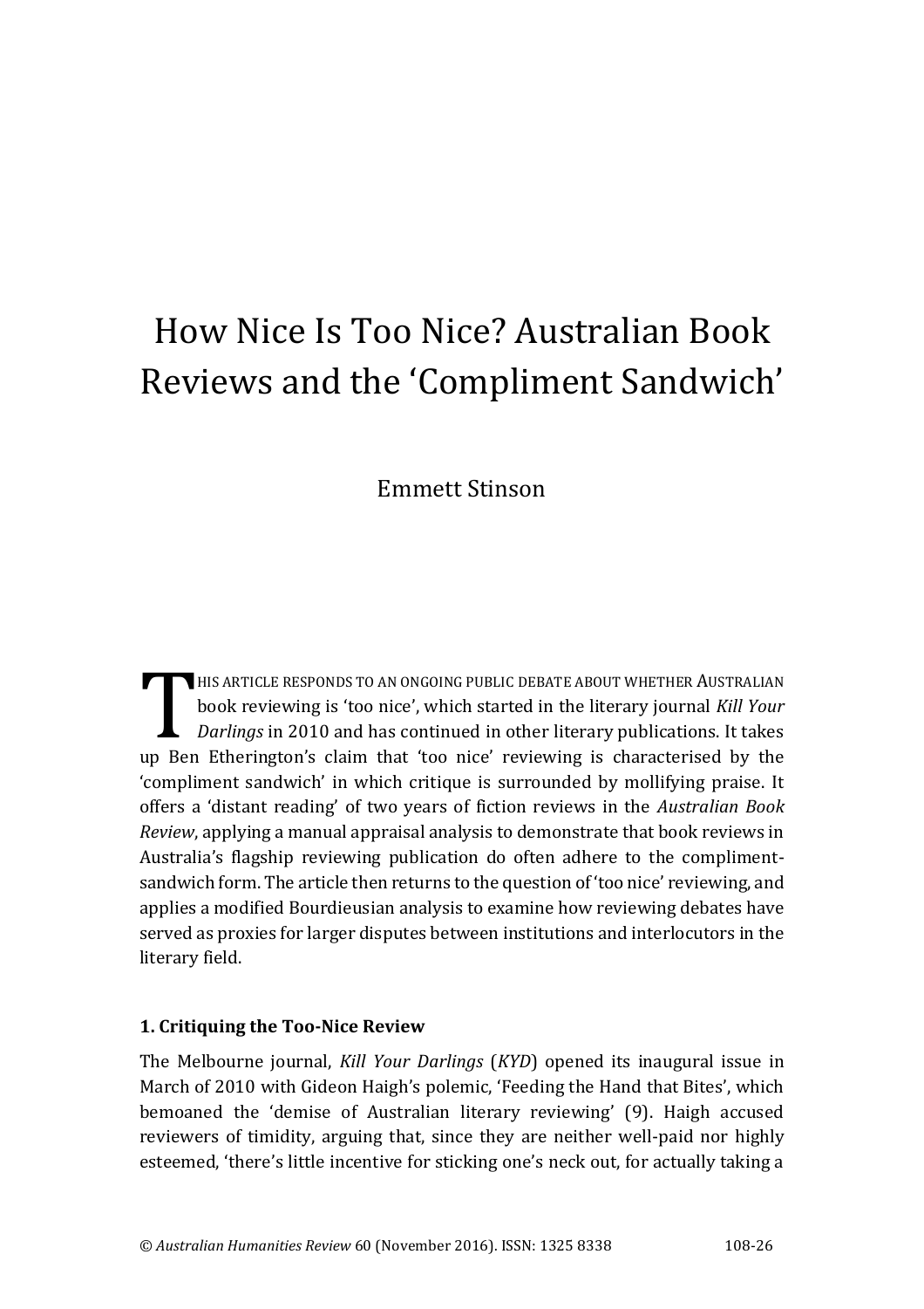# How Nice Is Too Nice? Australian Book Reviews and the 'Compliment Sandwich'

Emmett Stinson

THIS ARTICLE RESPONDS TO AN ONGOING PUBLIC DEBATE ABOUT WHETHER AUSTRALIAN book reviewing is 'too nice', which started in the literary journal *Kill Your Darlings* in 2010 and has continued in other literary publications. It takes up Ben Etherington's claim that 'too nice' reviewing is characterised by the 'compliment sandwich' in which critique is surrounded by mollifying praise. It offers a 'distant reading' of two years of fiction reviews in the *Australian Book Review*, applying a manual appraisal analysis to demonstrate that book reviews in Australia's flagship reviewing publication do often adhere to the compliment-sandwich form. The article then returns to the question of 'too nice' reviewing, and applies a modified Bourdieusian analysis to examine how reviewing debates have served as proxies for larger disputes between institutions and interlocutors in the literary field.

## 1. Critiquing the Too-Nice Review

The Melbourne journal, *Kill Your Darlings* (*KYD*) opened its inaugural issue in March of 2010 with Gideon Haigh's polemic, 'Feeding the Hand that Bites', which bemoaned the 'demise of Australian literary reviewing' (9). Haigh accused reviewers of timidity, arguing that, since they are neither well-paid nor highly esteemed, 'there's little incentive for sticking one's neck out, for actually taking a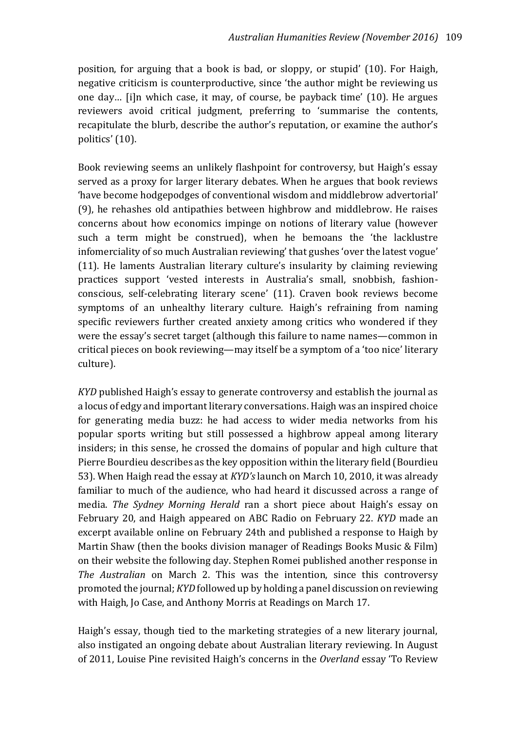position, for arguing that a book is bad, or sloppy, or stupid' (10). For Haigh, negative criticism is counterproductive, since 'the author might be reviewing us one day… [i]n which case, it may, of course, be payback time' (10). He argues reviewers avoid critical judgment, preferring to 'summarise the contents, recapitulate the blurb, describe the author's reputation, or examine the author's politics' (10).

Book reviewing seems an unlikely flashpoint for controversy, but Haigh's essay served as a proxy for larger literary debates. When he argues that book reviews 'have become hodgepodges of conventional wisdom and middlebrow advertorial' (9), he rehashes old antipathies between highbrow and middlebrow. He raises concerns about how economics impinge on notions of literary value (however such a term might be construed), when he bemoans the 'the lacklustre infomerciality of so much Australian reviewing' that gushes 'over the latest vogue' (11). He laments Australian literary culture's insularity by claiming reviewing practices support 'vested interests in Australia's small, snobbish, fashion-conscious, self-celebrating literary scene' (11). Craven book reviews become symptoms of an unhealthy literary culture. Haigh's refraining from naming specific reviewers further created anxiety among critics who wondered if they were the essay's secret target (although this failure to name names—common in critical pieces on book reviewing—may itself be a symptom of a 'too nice' literary culture).

*KYD* published Haigh's essay to generate controversy and establish the journal as a locus of edgy and important literary conversations. Haigh was an inspired choice for generating media buzz: he had access to wider media networks from his popular sports writing but still possessed a highbrow appeal among literary insiders; in this sense, he crossed the domains of popular and high culture that Pierre Bourdieu describes as the key opposition within the literary field (Bourdieu 53). When Haigh read the essay at *KYD's* launch on March 10, 2010, it was already familiar to much of the audience, who had heard it discussed across a range of media. *The Sydney Morning Herald* ran a short piece about Haigh's essay on February 20, and Haigh appeared on ABC Radio on February 22. *KYD* made an excerpt available online on February 24th and published a response to Haigh by Martin Shaw (then the books division manager of Readings Books Music & Film) on their website the following day. Stephen Romei published another response in *The Australian* on March 2. This was the intention, since this controversy promoted the journal; *KYD* followed up by holding a panel discussion on reviewing with Haigh, Jo Case, and Anthony Morris at Readings on March 17.

Haigh's essay, though tied to the marketing strategies of a new literary journal, also instigated an ongoing debate about Australian literary reviewing. In August of 2011, Louise Pine revisited Haigh's concerns in the *Overland* essay 'To Review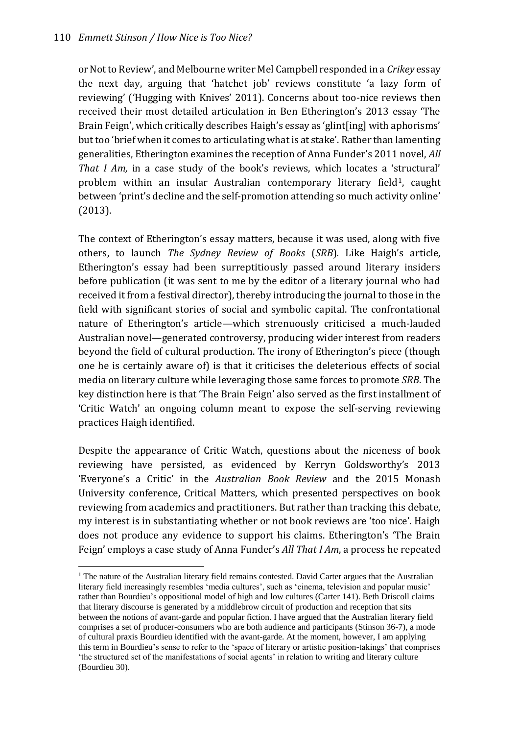or Not to Review', and Melbourne writer Mel Campbell responded in a *Crikey* essay the next day, arguing that 'hatchet job' reviews constitute 'a lazy form of reviewing' ('Hugging with Knives' 2011). Concerns about too-nice reviews then received their most detailed articulation in Ben Etherington's 2013 essay 'The Brain Feign', which critically describes Haigh's essay as 'glint[ing] with aphorisms' but too 'brief when it comes to articulating what is at stake'. Rather than lamenting generalities, Etherington examines the reception of Anna Funder's 2011 novel, *All That I Am,* in a case study of the book's reviews, which locates a 'structural' problem within an insular Australian contemporary literary field[1], caught between 'print's decline and the self-promotion attending so much activity online' (2013).

The context of Etherington's essay matters, because it was used, along with five others, to launch *The Sydney Review of Books* (*SRB*). Like Haigh's article, Etherington's essay had been surreptitiously passed around literary insiders before publication (it was sent to me by the editor of a literary journal who had received it from a festival director), thereby introducing the journal to those in the field with significant stories of social and symbolic capital. The confrontational nature of Etherington's article—which strenuously criticised a much-lauded Australian novel—generated controversy, producing wider interest from readers beyond the field of cultural production. The irony of Etherington's piece (though one he is certainly aware of) is that it criticises the deleterious effects of social media on literary culture while leveraging those same forces to promote *SRB*. The key distinction here is that 'The Brain Feign' also served as the first installment of 'Critic Watch' an ongoing column meant to expose the self-serving reviewing practices Haigh identified.

Despite the appearance of Critic Watch, questions about the niceness of book reviewing have persisted, as evidenced by Kerryn Goldsworthy's 2013 'Everyone's a Critic' in the *Australian Book Review* and the 2015 Monash University conference, Critical Matters, which presented perspectives on book reviewing from academics and practitioners. But rather than tracking this debate, my interest is in substantiating whether or not book reviews are 'too nice'. Haigh does not produce any evidence to support his claims. Etherington's 'The Brain Feign' employs a case study of Anna Funder's *All That I Am*, a process he repeated

[1] The nature of the Australian literary field remains contested. David Carter argues that the Australian literary field increasingly resembles 'media cultures', such as 'cinema, television and popular music' rather than Bourdieu's oppositional model of high and low cultures (Carter 141). Beth Driscoll claims that literary discourse is generated by a middlebrow circuit of production and reception that sits between the notions of avant-garde and popular fiction. I have argued that the Australian literary field comprises a set of producer-consumers who are both audience and participants (Stinson 36-7), a mode of cultural praxis Bourdieu identified with the avant-garde. At the moment, however, I am applying this term in Bourdieu's sense to refer to the 'space of literary or artistic position-takings' that comprises 'the structured set of the manifestations of social agents' in relation to writing and literary culture (Bourdieu 30).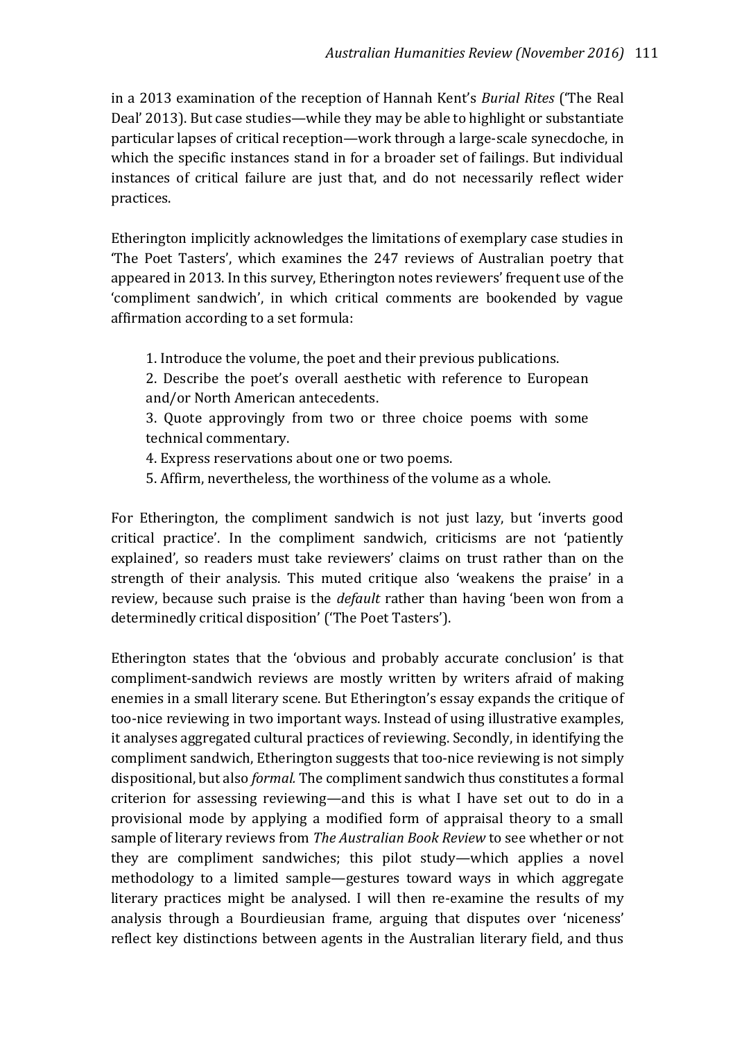in a 2013 examination of the reception of Hannah Kent's *Burial Rites* ('The Real Deal' 2013). But case studies—while they may be able to highlight or substantiate particular lapses of critical reception—work through a large-scale synecdoche, in which the specific instances stand in for a broader set of failings. But individual instances of critical failure are just that, and do not necessarily reflect wider practices.

Etherington implicitly acknowledges the limitations of exemplary case studies in 'The Poet Tasters', which examines the 247 reviews of Australian poetry that appeared in 2013. In this survey, Etherington notes reviewers' frequent use of the 'compliment sandwich', in which critical comments are bookended by vague affirmation according to a set formula:

> 1. Introduce the volume, the poet and their previous publications.
> 2. Describe the poet's overall aesthetic with reference to European and/or North American antecedents.
> 3. Quote approvingly from two or three choice poems with some technical commentary.
> 4. Express reservations about one or two poems.
> 5. Affirm, nevertheless, the worthiness of the volume as a whole.

For Etherington, the compliment sandwich is not just lazy, but 'inverts good critical practice'. In the compliment sandwich, criticisms are not 'patiently explained', so readers must take reviewers' claims on trust rather than on the strength of their analysis. This muted critique also 'weakens the praise' in a review, because such praise is the *default* rather than having 'been won from a determinedly critical disposition' ('The Poet Tasters').

Etherington states that the 'obvious and probably accurate conclusion' is that compliment-sandwich reviews are mostly written by writers afraid of making enemies in a small literary scene. But Etherington's essay expands the critique of too-nice reviewing in two important ways. Instead of using illustrative examples, it analyses aggregated cultural practices of reviewing. Secondly, in identifying the compliment sandwich, Etherington suggests that too-nice reviewing is not simply dispositional, but also *formal.* The compliment sandwich thus constitutes a formal criterion for assessing reviewing—and this is what I have set out to do in a provisional mode by applying a modified form of appraisal theory to a small sample of literary reviews from *The Australian Book Review* to see whether or not they are compliment sandwiches; this pilot study—which applies a novel methodology to a limited sample—gestures toward ways in which aggregate literary practices might be analysed. I will then re-examine the results of my analysis through a Bourdieusian frame, arguing that disputes over 'niceness' reflect key distinctions between agents in the Australian literary field, and thus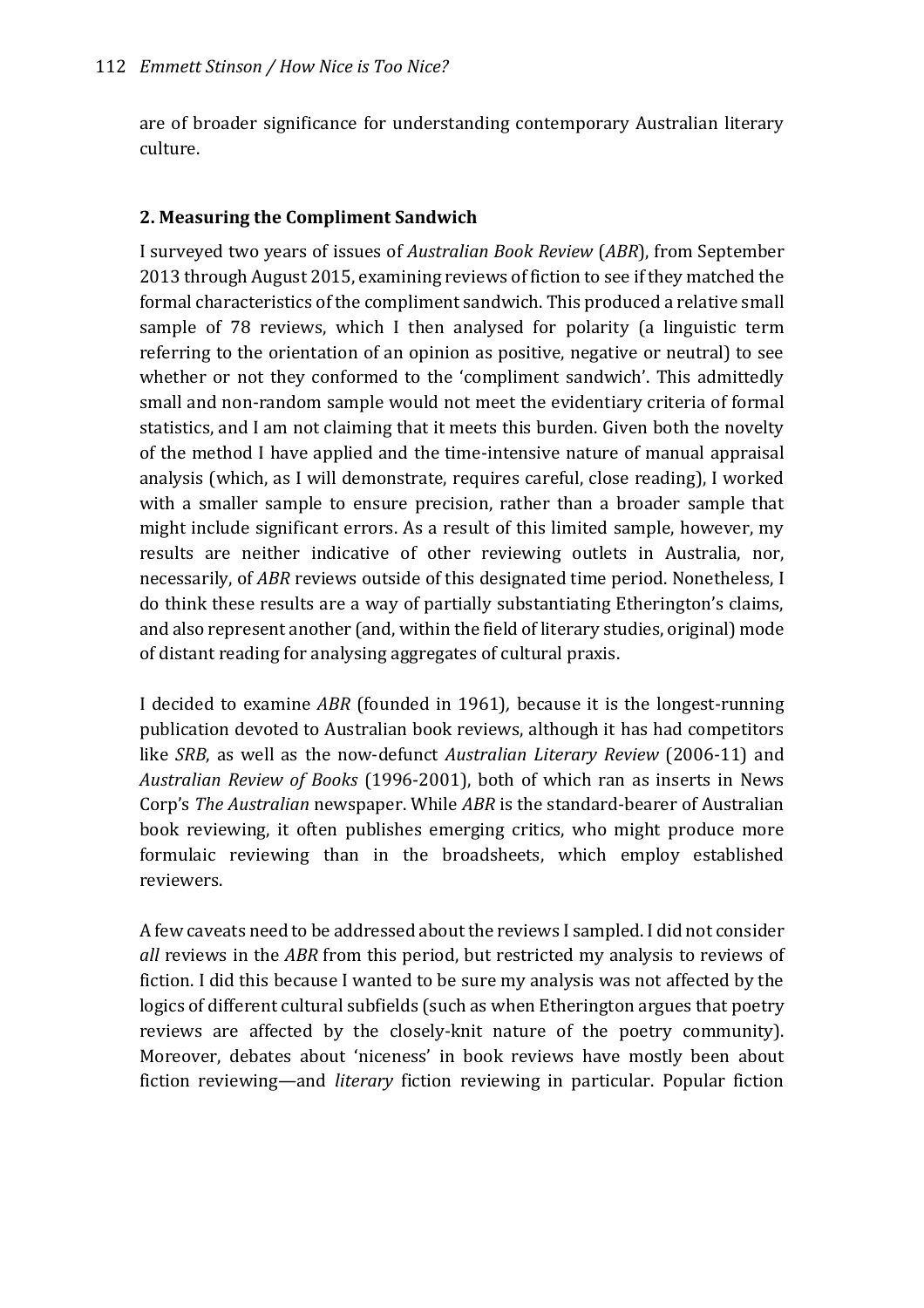are of broader significance for understanding contemporary Australian literary culture.

## 2. Measuring the Compliment Sandwich

I surveyed two years of issues of *Australian Book Review* (*ABR*), from September 2013 through August 2015, examining reviews of fiction to see if they matched the formal characteristics of the compliment sandwich. This produced a relative small sample of 78 reviews, which I then analysed for polarity (a linguistic term referring to the orientation of an opinion as positive, negative or neutral) to see whether or not they conformed to the 'compliment sandwich'. This admittedly small and non-random sample would not meet the evidentiary criteria of formal statistics, and I am not claiming that it meets this burden. Given both the novelty of the method I have applied and the time-intensive nature of manual appraisal analysis (which, as I will demonstrate, requires careful, close reading), I worked with a smaller sample to ensure precision, rather than a broader sample that might include significant errors. As a result of this limited sample, however, my results are neither indicative of other reviewing outlets in Australia, nor, necessarily, of *ABR* reviews outside of this designated time period. Nonetheless, I do think these results are a way of partially substantiating Etherington's claims, and also represent another (and, within the field of literary studies, original) mode of distant reading for analysing aggregates of cultural praxis.

I decided to examine *ABR* (founded in 1961), because it is the longest-running publication devoted to Australian book reviews, although it has had competitors like *SRB*, as well as the now-defunct *Australian Literary Review* (2006-11) and *Australian Review of Books* (1996-2001), both of which ran as inserts in News Corp's *The Australian* newspaper. While *ABR* is the standard-bearer of Australian book reviewing, it often publishes emerging critics, who might produce more formulaic reviewing than in the broadsheets, which employ established reviewers.

A few caveats need to be addressed about the reviews I sampled. I did not consider *all* reviews in the *ABR* from this period, but restricted my analysis to reviews of fiction. I did this because I wanted to be sure my analysis was not affected by the logics of different cultural subfields (such as when Etherington argues that poetry reviews are affected by the closely-knit nature of the poetry community). Moreover, debates about 'niceness' in book reviews have mostly been about fiction reviewing—and *literary* fiction reviewing in particular. Popular fiction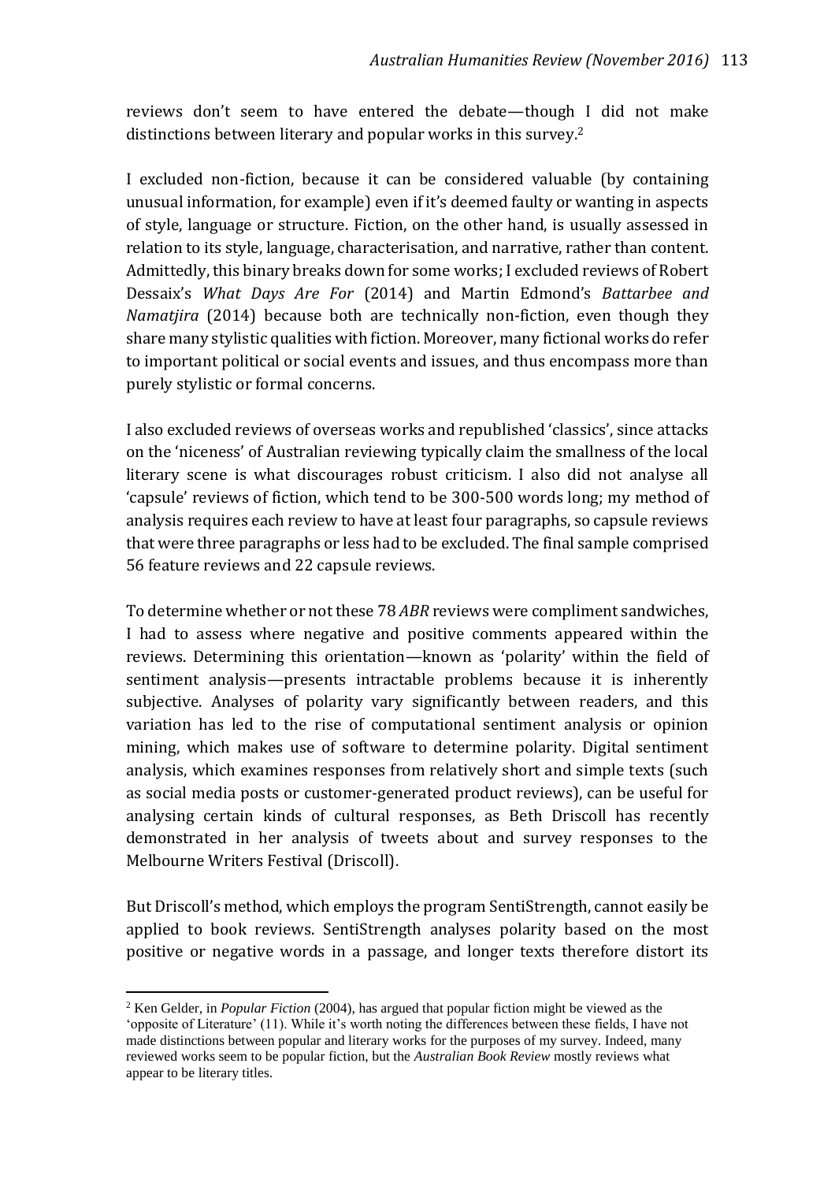reviews don't seem to have entered the debate—though I did not make distinctions between literary and popular works in this survey.[2]

I excluded non-fiction, because it can be considered valuable (by containing unusual information, for example) even if it's deemed faulty or wanting in aspects of style, language or structure. Fiction, on the other hand, is usually assessed in relation to its style, language, characterisation, and narrative, rather than content. Admittedly, this binary breaks down for some works; I excluded reviews of Robert Dessaix's *What Days Are For* (2014) and Martin Edmond's *Battarbee and Namatjira* (2014) because both are technically non-fiction, even though they share many stylistic qualities with fiction. Moreover, many fictional works do refer to important political or social events and issues, and thus encompass more than purely stylistic or formal concerns.

I also excluded reviews of overseas works and republished 'classics', since attacks on the 'niceness' of Australian reviewing typically claim the smallness of the local literary scene is what discourages robust criticism. I also did not analyse all 'capsule' reviews of fiction, which tend to be 300-500 words long; my method of analysis requires each review to have at least four paragraphs, so capsule reviews that were three paragraphs or less had to be excluded. The final sample comprised 56 feature reviews and 22 capsule reviews.

To determine whether or not these 78 *ABR* reviews were compliment sandwiches, I had to assess where negative and positive comments appeared within the reviews. Determining this orientation—known as 'polarity' within the field of sentiment analysis—presents intractable problems because it is inherently subjective. Analyses of polarity vary significantly between readers, and this variation has led to the rise of computational sentiment analysis or opinion mining, which makes use of software to determine polarity. Digital sentiment analysis, which examines responses from relatively short and simple texts (such as social media posts or customer-generated product reviews), can be useful for analysing certain kinds of cultural responses, as Beth Driscoll has recently demonstrated in her analysis of tweets about and survey responses to the Melbourne Writers Festival (Driscoll).

But Driscoll's method, which employs the program SentiStrength, cannot easily be applied to book reviews. SentiStrength analyses polarity based on the most positive or negative words in a passage, and longer texts therefore distort its

---

[2] Ken Gelder, in *Popular Fiction* (2004), has argued that popular fiction might be viewed as the 'opposite of Literature' (11). While it's worth noting the differences between these fields, I have not made distinctions between popular and literary works for the purposes of my survey. Indeed, many reviewed works seem to be popular fiction, but the *Australian Book Review* mostly reviews what appear to be literary titles.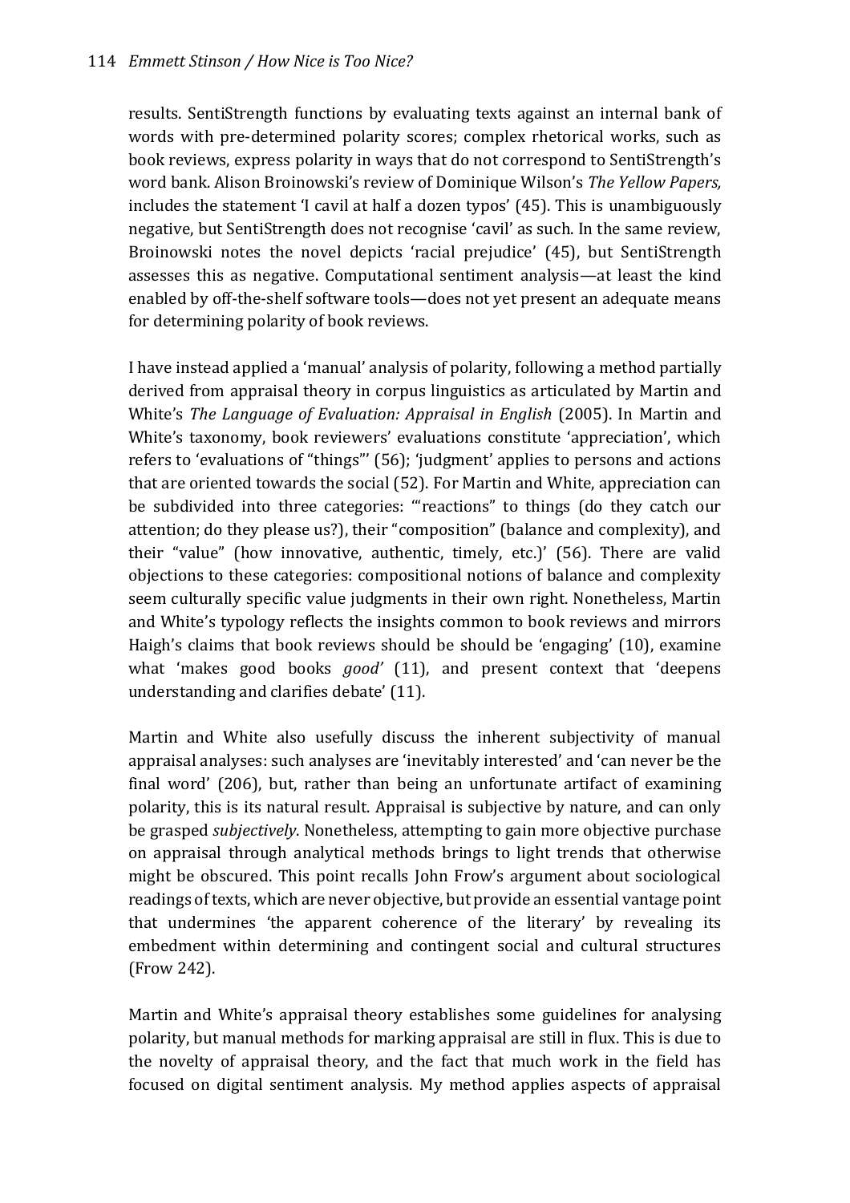results. SentiStrength functions by evaluating texts against an internal bank of words with pre-determined polarity scores; complex rhetorical works, such as book reviews, express polarity in ways that do not correspond to SentiStrength's word bank. Alison Broinowski's review of Dominique Wilson's *The Yellow Papers,* includes the statement 'I cavil at half a dozen typos' (45). This is unambiguously negative, but SentiStrength does not recognise 'cavil' as such. In the same review, Broinowski notes the novel depicts 'racial prejudice' (45), but SentiStrength assesses this as negative. Computational sentiment analysis—at least the kind enabled by off-the-shelf software tools—does not yet present an adequate means for determining polarity of book reviews.

I have instead applied a 'manual' analysis of polarity, following a method partially derived from appraisal theory in corpus linguistics as articulated by Martin and White's *The Language of Evaluation: Appraisal in English* (2005). In Martin and White's taxonomy, book reviewers' evaluations constitute 'appreciation', which refers to 'evaluations of "things"' (56); 'judgment' applies to persons and actions that are oriented towards the social (52). For Martin and White, appreciation can be subdivided into three categories: '"reactions" to things (do they catch our attention; do they please us?), their "composition" (balance and complexity), and their "value" (how innovative, authentic, timely, etc.)' (56). There are valid objections to these categories: compositional notions of balance and complexity seem culturally specific value judgments in their own right. Nonetheless, Martin and White's typology reflects the insights common to book reviews and mirrors Haigh's claims that book reviews should be should be 'engaging' (10), examine what 'makes good books *good*' (11), and present context that 'deepens understanding and clarifies debate' (11).

Martin and White also usefully discuss the inherent subjectivity of manual appraisal analyses: such analyses are 'inevitably interested' and 'can never be the final word' (206), but, rather than being an unfortunate artifact of examining polarity, this is its natural result. Appraisal is subjective by nature, and can only be grasped *subjectively*. Nonetheless, attempting to gain more objective purchase on appraisal through analytical methods brings to light trends that otherwise might be obscured. This point recalls John Frow's argument about sociological readings of texts, which are never objective, but provide an essential vantage point that undermines 'the apparent coherence of the literary' by revealing its embedment within determining and contingent social and cultural structures (Frow 242).

Martin and White's appraisal theory establishes some guidelines for analysing polarity, but manual methods for marking appraisal are still in flux. This is due to the novelty of appraisal theory, and the fact that much work in the field has focused on digital sentiment analysis. My method applies aspects of appraisal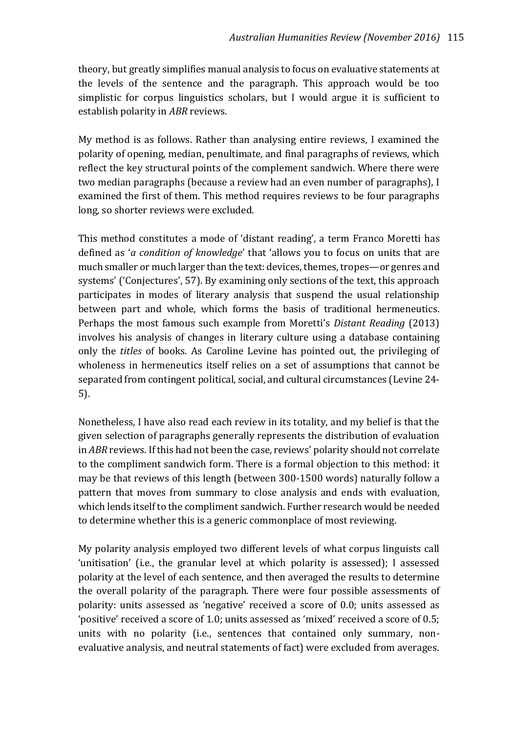theory, but greatly simplifies manual analysis to focus on evaluative statements at the levels of the sentence and the paragraph. This approach would be too simplistic for corpus linguistics scholars, but I would argue it is sufficient to establish polarity in *ABR* reviews.

My method is as follows. Rather than analysing entire reviews, I examined the polarity of opening, median, penultimate, and final paragraphs of reviews, which reflect the key structural points of the complement sandwich. Where there were two median paragraphs (because a review had an even number of paragraphs), I examined the first of them. This method requires reviews to be four paragraphs long, so shorter reviews were excluded.

This method constitutes a mode of 'distant reading', a term Franco Moretti has defined as '*a condition of knowledge*' that 'allows you to focus on units that are much smaller or much larger than the text: devices, themes, tropes—or genres and systems' ('Conjectures', 57). By examining only sections of the text, this approach participates in modes of literary analysis that suspend the usual relationship between part and whole, which forms the basis of traditional hermeneutics. Perhaps the most famous such example from Moretti's *Distant Reading* (2013) involves his analysis of changes in literary culture using a database containing only the *titles* of books. As Caroline Levine has pointed out, the privileging of wholeness in hermeneutics itself relies on a set of assumptions that cannot be separated from contingent political, social, and cultural circumstances (Levine 24-5).

Nonetheless, I have also read each review in its totality, and my belief is that the given selection of paragraphs generally represents the distribution of evaluation in *ABR* reviews. If this had not been the case, reviews' polarity should not correlate to the compliment sandwich form. There is a formal objection to this method: it may be that reviews of this length (between 300-1500 words) naturally follow a pattern that moves from summary to close analysis and ends with evaluation, which lends itself to the compliment sandwich. Further research would be needed to determine whether this is a generic commonplace of most reviewing.

My polarity analysis employed two different levels of what corpus linguists call 'unitisation' (i.e., the granular level at which polarity is assessed); I assessed polarity at the level of each sentence, and then averaged the results to determine the overall polarity of the paragraph. There were four possible assessments of polarity: units assessed as 'negative' received a score of 0.0; units assessed as 'positive' received a score of 1.0; units assessed as 'mixed' received a score of 0.5; units with no polarity (i.e., sentences that contained only summary, non-evaluative analysis, and neutral statements of fact) were excluded from averages.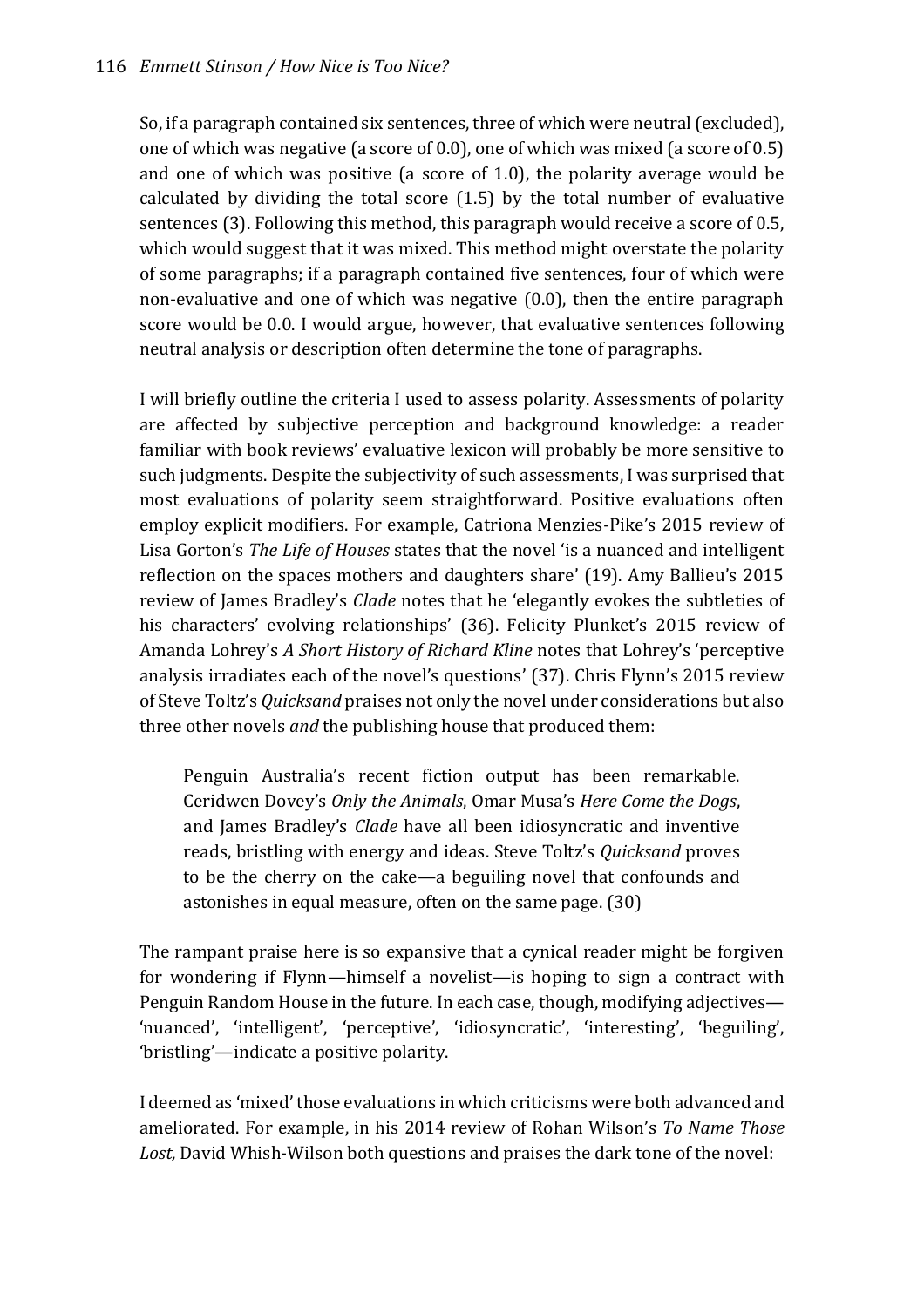So, if a paragraph contained six sentences, three of which were neutral (excluded), one of which was negative (a score of 0.0), one of which was mixed (a score of 0.5) and one of which was positive (a score of 1.0), the polarity average would be calculated by dividing the total score (1.5) by the total number of evaluative sentences (3). Following this method, this paragraph would receive a score of 0.5, which would suggest that it was mixed. This method might overstate the polarity of some paragraphs; if a paragraph contained five sentences, four of which were non-evaluative and one of which was negative (0.0), then the entire paragraph score would be 0.0. I would argue, however, that evaluative sentences following neutral analysis or description often determine the tone of paragraphs.

I will briefly outline the criteria I used to assess polarity. Assessments of polarity are affected by subjective perception and background knowledge: a reader familiar with book reviews' evaluative lexicon will probably be more sensitive to such judgments. Despite the subjectivity of such assessments, I was surprised that most evaluations of polarity seem straightforward. Positive evaluations often employ explicit modifiers. For example, Catriona Menzies-Pike's 2015 review of Lisa Gorton's *The Life of Houses* states that the novel 'is a nuanced and intelligent reflection on the spaces mothers and daughters share' (19). Amy Ballieu's 2015 review of James Bradley's *Clade* notes that he 'elegantly evokes the subtleties of his characters' evolving relationships' (36). Felicity Plunket's 2015 review of Amanda Lohrey's *A Short History of Richard Kline* notes that Lohrey's 'perceptive analysis irradiates each of the novel's questions' (37). Chris Flynn's 2015 review of Steve Toltz's *Quicksand* praises not only the novel under considerations but also three other novels *and* the publishing house that produced them:

> Penguin Australia's recent fiction output has been remarkable. Ceridwen Dovey's *Only the Animals*, Omar Musa's *Here Come the Dogs*, and James Bradley's *Clade* have all been idiosyncratic and inventive reads, bristling with energy and ideas. Steve Toltz's *Quicksand* proves to be the cherry on the cake—a beguiling novel that confounds and astonishes in equal measure, often on the same page. (30)

The rampant praise here is so expansive that a cynical reader might be forgiven for wondering if Flynn—himself a novelist—is hoping to sign a contract with Penguin Random House in the future. In each case, though, modifying adjectives—'nuanced', 'intelligent', 'perceptive', 'idiosyncratic', 'interesting', 'beguiling', 'bristling'—indicate a positive polarity.

I deemed as 'mixed' those evaluations in which criticisms were both advanced and ameliorated. For example, in his 2014 review of Rohan Wilson's *To Name Those Lost,* David Whish-Wilson both questions and praises the dark tone of the novel: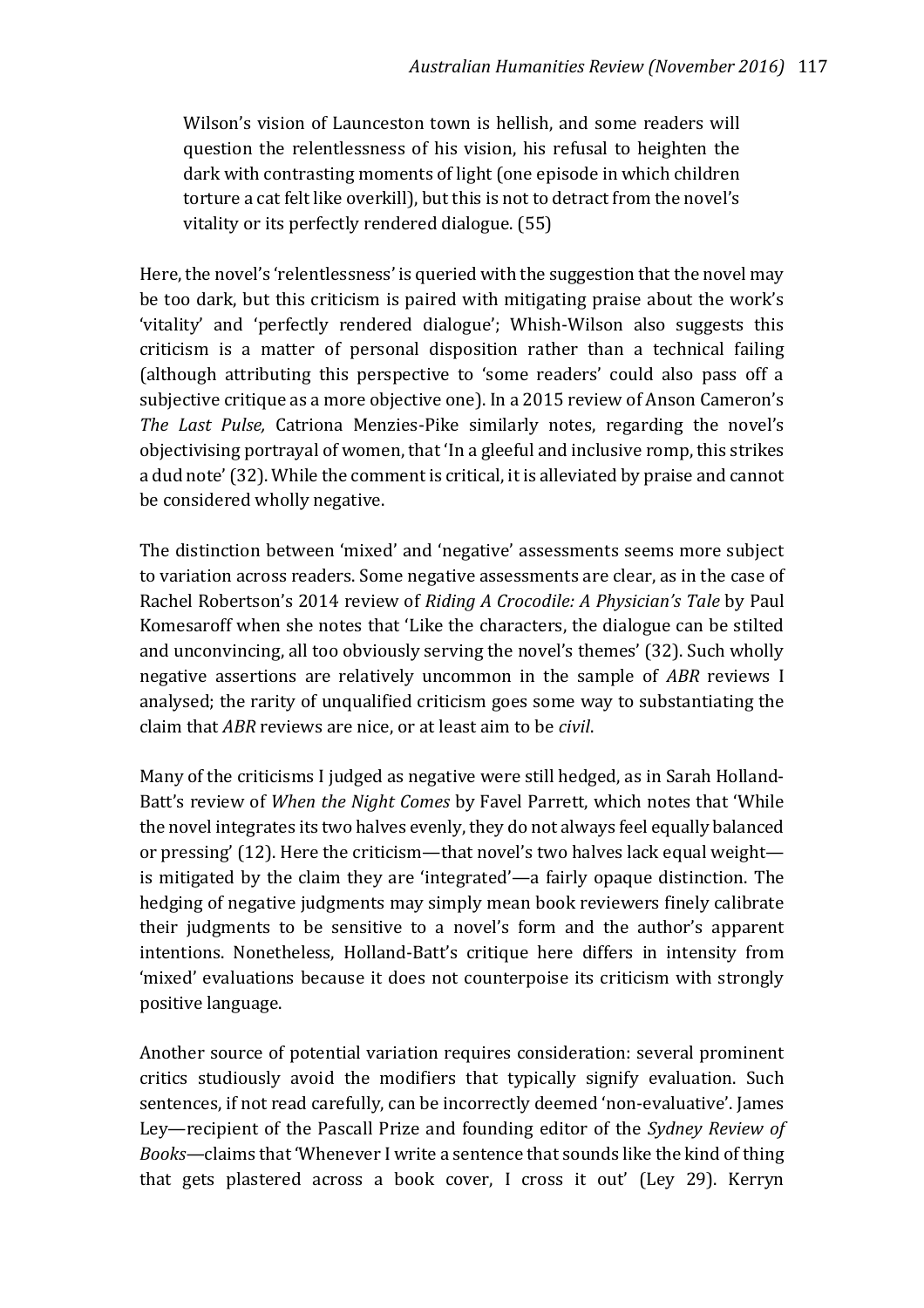> Wilson's vision of Launceston town is hellish, and some readers will question the relentlessness of his vision, his refusal to heighten the dark with contrasting moments of light (one episode in which children torture a cat felt like overkill), but this is not to detract from the novel's vitality or its perfectly rendered dialogue. (55)

Here, the novel's 'relentlessness' is queried with the suggestion that the novel may be too dark, but this criticism is paired with mitigating praise about the work's 'vitality' and 'perfectly rendered dialogue'; Whish-Wilson also suggests this criticism is a matter of personal disposition rather than a technical failing (although attributing this perspective to 'some readers' could also pass off a subjective critique as a more objective one). In a 2015 review of Anson Cameron's *The Last Pulse,* Catriona Menzies-Pike similarly notes, regarding the novel's objectivising portrayal of women, that 'In a gleeful and inclusive romp, this strikes a dud note' (32). While the comment is critical, it is alleviated by praise and cannot be considered wholly negative.

The distinction between 'mixed' and 'negative' assessments seems more subject to variation across readers. Some negative assessments are clear, as in the case of Rachel Robertson's 2014 review of *Riding A Crocodile: A Physician's Tale* by Paul Komesaroff when she notes that 'Like the characters, the dialogue can be stilted and unconvincing, all too obviously serving the novel's themes' (32). Such wholly negative assertions are relatively uncommon in the sample of *ABR* reviews I analysed; the rarity of unqualified criticism goes some way to substantiating the claim that *ABR* reviews are nice, or at least aim to be *civil*.

Many of the criticisms I judged as negative were still hedged, as in Sarah Holland-Batt's review of *When the Night Comes* by Favel Parrett, which notes that 'While the novel integrates its two halves evenly, they do not always feel equally balanced or pressing' (12). Here the criticism—that novel's two halves lack equal weight—is mitigated by the claim they are 'integrated'—a fairly opaque distinction. The hedging of negative judgments may simply mean book reviewers finely calibrate their judgments to be sensitive to a novel's form and the author's apparent intentions. Nonetheless, Holland-Batt's critique here differs in intensity from 'mixed' evaluations because it does not counterpoise its criticism with strongly positive language.

Another source of potential variation requires consideration: several prominent critics studiously avoid the modifiers that typically signify evaluation. Such sentences, if not read carefully, can be incorrectly deemed 'non-evaluative'. James Ley—recipient of the Pascall Prize and founding editor of the *Sydney Review of Books*—claims that 'Whenever I write a sentence that sounds like the kind of thing that gets plastered across a book cover, I cross it out' (Ley 29). Kerryn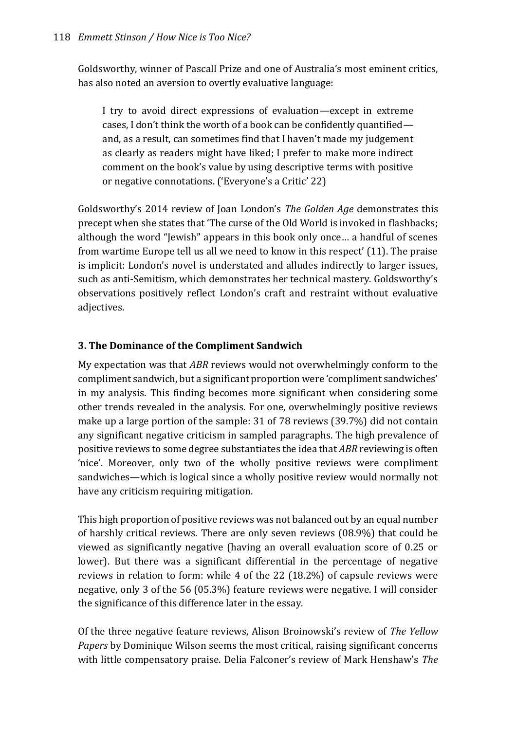Goldsworthy, winner of Pascall Prize and one of Australia's most eminent critics, has also noted an aversion to overtly evaluative language:

> I try to avoid direct expressions of evaluation—except in extreme cases, I don't think the worth of a book can be confidently quantified—and, as a result, can sometimes find that I haven't made my judgement as clearly as readers might have liked; I prefer to make more indirect comment on the book's value by using descriptive terms with positive or negative connotations. ('Everyone's a Critic' 22)

Goldsworthy's 2014 review of Joan London's *The Golden Age* demonstrates this precept when she states that 'The curse of the Old World is invoked in flashbacks; although the word "Jewish" appears in this book only once… a handful of scenes from wartime Europe tell us all we need to know in this respect' (11). The praise is implicit: London's novel is understated and alludes indirectly to larger issues, such as anti-Semitism, which demonstrates her technical mastery. Goldsworthy's observations positively reflect London's craft and restraint without evaluative adjectives.

### 3. The Dominance of the Compliment Sandwich

My expectation was that *ABR* reviews would not overwhelmingly conform to the compliment sandwich, but a significant proportion were 'compliment sandwiches' in my analysis. This finding becomes more significant when considering some other trends revealed in the analysis. For one, overwhelmingly positive reviews make up a large portion of the sample: 31 of 78 reviews (39.7%) did not contain any significant negative criticism in sampled paragraphs. The high prevalence of positive reviews to some degree substantiates the idea that *ABR* reviewing is often 'nice'. Moreover, only two of the wholly positive reviews were compliment sandwiches—which is logical since a wholly positive review would normally not have any criticism requiring mitigation.

This high proportion of positive reviews was not balanced out by an equal number of harshly critical reviews. There are only seven reviews (08.9%) that could be viewed as significantly negative (having an overall evaluation score of 0.25 or lower). But there was a significant differential in the percentage of negative reviews in relation to form: while 4 of the 22 (18.2%) of capsule reviews were negative, only 3 of the 56 (05.3%) feature reviews were negative. I will consider the significance of this difference later in the essay.

Of the three negative feature reviews, Alison Broinowski's review of *The Yellow Papers* by Dominique Wilson seems the most critical, raising significant concerns with little compensatory praise. Delia Falconer's review of Mark Henshaw's *The*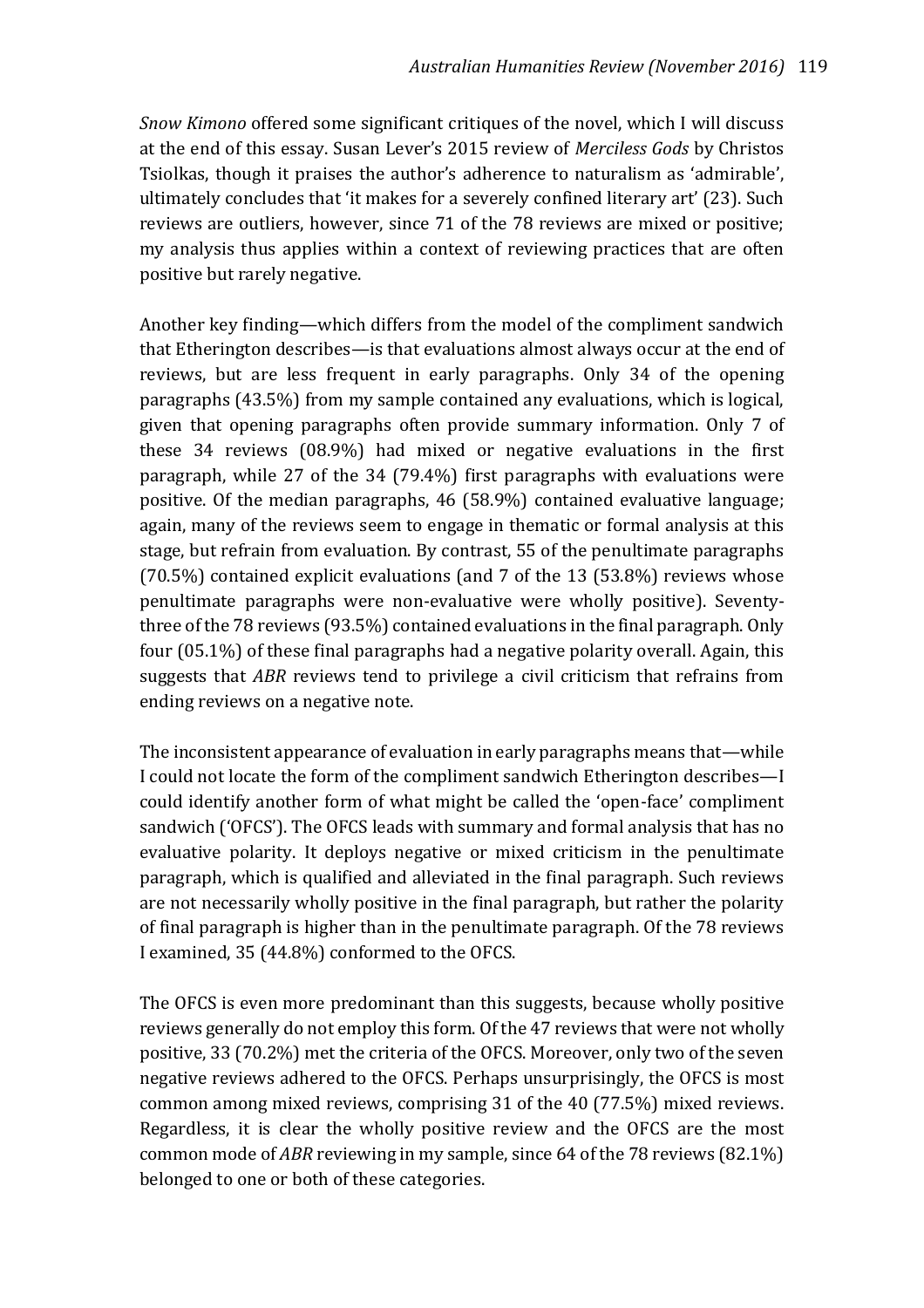*Snow Kimono* offered some significant critiques of the novel, which I will discuss at the end of this essay. Susan Lever's 2015 review of *Merciless Gods* by Christos Tsiolkas, though it praises the author's adherence to naturalism as 'admirable', ultimately concludes that 'it makes for a severely confined literary art' (23). Such reviews are outliers, however, since 71 of the 78 reviews are mixed or positive; my analysis thus applies within a context of reviewing practices that are often positive but rarely negative.

Another key finding—which differs from the model of the compliment sandwich that Etherington describes—is that evaluations almost always occur at the end of reviews, but are less frequent in early paragraphs. Only 34 of the opening paragraphs (43.5%) from my sample contained any evaluations, which is logical, given that opening paragraphs often provide summary information. Only 7 of these 34 reviews (08.9%) had mixed or negative evaluations in the first paragraph, while 27 of the 34 (79.4%) first paragraphs with evaluations were positive. Of the median paragraphs, 46 (58.9%) contained evaluative language; again, many of the reviews seem to engage in thematic or formal analysis at this stage, but refrain from evaluation. By contrast, 55 of the penultimate paragraphs (70.5%) contained explicit evaluations (and 7 of the 13 (53.8%) reviews whose penultimate paragraphs were non-evaluative were wholly positive). Seventy-three of the 78 reviews (93.5%) contained evaluations in the final paragraph. Only four (05.1%) of these final paragraphs had a negative polarity overall. Again, this suggests that *ABR* reviews tend to privilege a civil criticism that refrains from ending reviews on a negative note.

The inconsistent appearance of evaluation in early paragraphs means that—while I could not locate the form of the compliment sandwich Etherington describes—I could identify another form of what might be called the 'open-face' compliment sandwich ('OFCS'). The OFCS leads with summary and formal analysis that has no evaluative polarity. It deploys negative or mixed criticism in the penultimate paragraph, which is qualified and alleviated in the final paragraph. Such reviews are not necessarily wholly positive in the final paragraph, but rather the polarity of final paragraph is higher than in the penultimate paragraph. Of the 78 reviews I examined, 35 (44.8%) conformed to the OFCS.

The OFCS is even more predominant than this suggests, because wholly positive reviews generally do not employ this form. Of the 47 reviews that were not wholly positive, 33 (70.2%) met the criteria of the OFCS. Moreover, only two of the seven negative reviews adhered to the OFCS. Perhaps unsurprisingly, the OFCS is most common among mixed reviews, comprising 31 of the 40 (77.5%) mixed reviews. Regardless, it is clear the wholly positive review and the OFCS are the most common mode of *ABR* reviewing in my sample, since 64 of the 78 reviews (82.1%) belonged to one or both of these categories.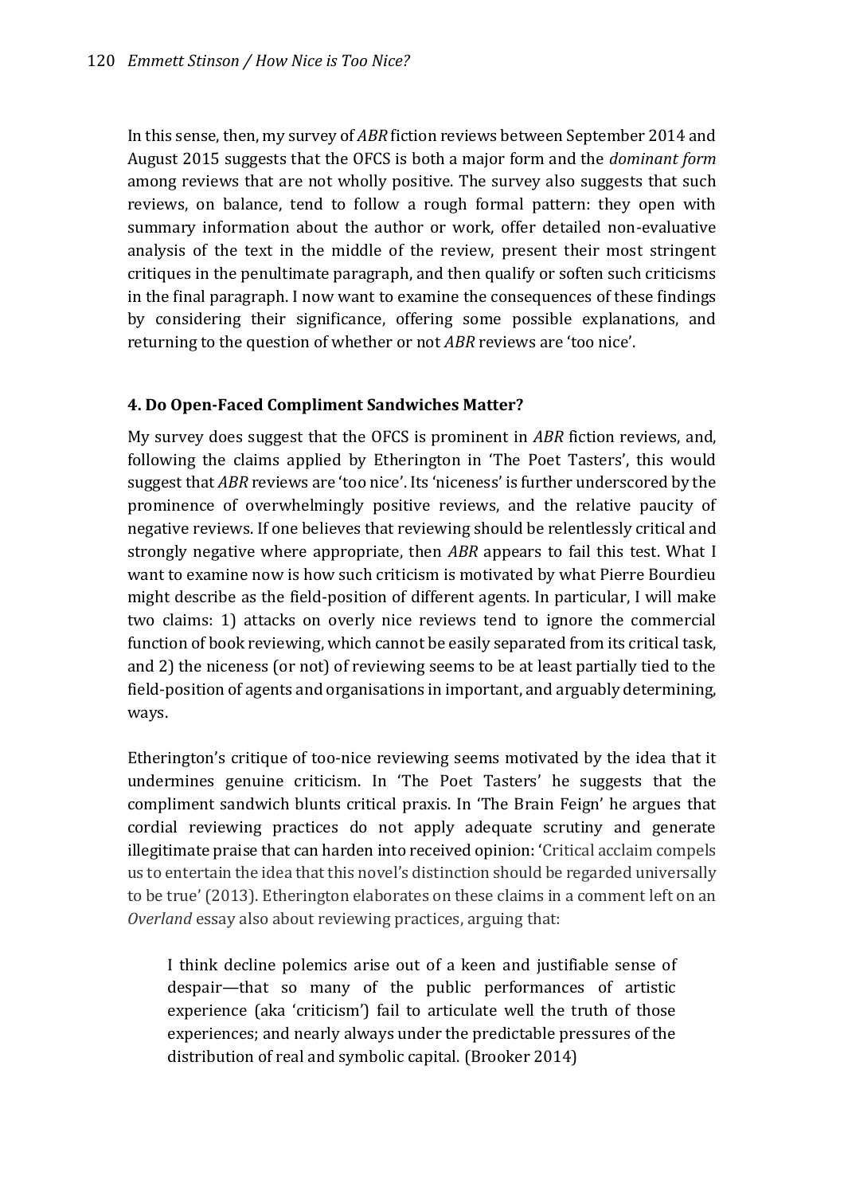In this sense, then, my survey of *ABR* fiction reviews between September 2014 and August 2015 suggests that the OFCS is both a major form and the *dominant form* among reviews that are not wholly positive. The survey also suggests that such reviews, on balance, tend to follow a rough formal pattern: they open with summary information about the author or work, offer detailed non-evaluative analysis of the text in the middle of the review, present their most stringent critiques in the penultimate paragraph, and then qualify or soften such criticisms in the final paragraph. I now want to examine the consequences of these findings by considering their significance, offering some possible explanations, and returning to the question of whether or not *ABR* reviews are 'too nice'.

### 4. Do Open-Faced Compliment Sandwiches Matter?

My survey does suggest that the OFCS is prominent in *ABR* fiction reviews, and, following the claims applied by Etherington in 'The Poet Tasters', this would suggest that *ABR* reviews are 'too nice'. Its 'niceness' is further underscored by the prominence of overwhelmingly positive reviews, and the relative paucity of negative reviews. If one believes that reviewing should be relentlessly critical and strongly negative where appropriate, then *ABR* appears to fail this test. What I want to examine now is how such criticism is motivated by what Pierre Bourdieu might describe as the field-position of different agents. In particular, I will make two claims: 1) attacks on overly nice reviews tend to ignore the commercial function of book reviewing, which cannot be easily separated from its critical task, and 2) the niceness (or not) of reviewing seems to be at least partially tied to the field-position of agents and organisations in important, and arguably determining, ways.

Etherington's critique of too-nice reviewing seems motivated by the idea that it undermines genuine criticism. In 'The Poet Tasters' he suggests that the compliment sandwich blunts critical praxis. In 'The Brain Feign' he argues that cordial reviewing practices do not apply adequate scrutiny and generate illegitimate praise that can harden into received opinion: 'Critical acclaim compels us to entertain the idea that this novel's distinction should be regarded universally to be true' (2013). Etherington elaborates on these claims in a comment left on an *Overland* essay also about reviewing practices, arguing that:

> I think decline polemics arise out of a keen and justifiable sense of despair—that so many of the public performances of artistic experience (aka 'criticism') fail to articulate well the truth of those experiences; and nearly always under the predictable pressures of the distribution of real and symbolic capital. (Brooker 2014)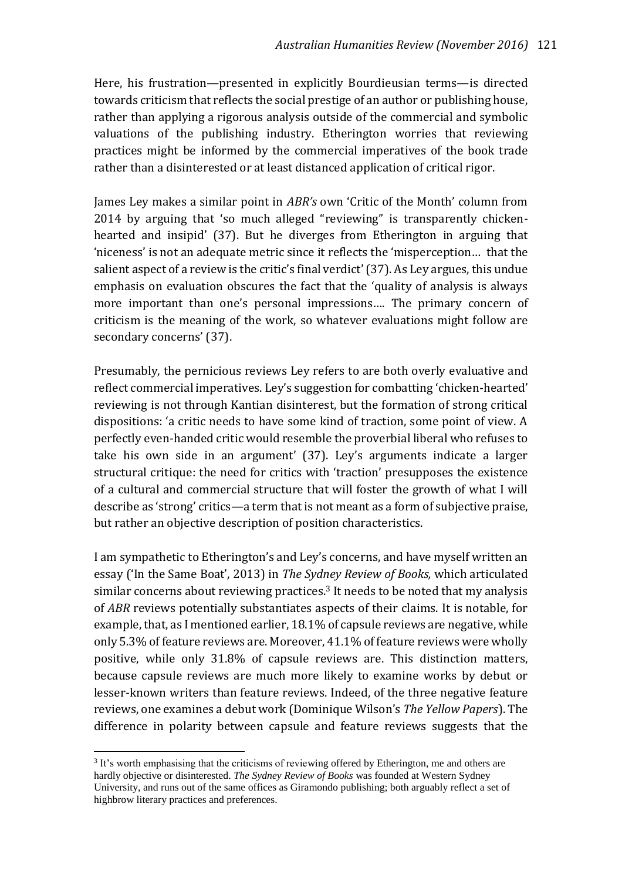Here, his frustration—presented in explicitly Bourdieusian terms—is directed towards criticism that reflects the social prestige of an author or publishing house, rather than applying a rigorous analysis outside of the commercial and symbolic valuations of the publishing industry. Etherington worries that reviewing practices might be informed by the commercial imperatives of the book trade rather than a disinterested or at least distanced application of critical rigor.

James Ley makes a similar point in *ABR's* own 'Critic of the Month' column from 2014 by arguing that 'so much alleged "reviewing" is transparently chicken-hearted and insipid' (37). But he diverges from Etherington in arguing that 'niceness' is not an adequate metric since it reflects the 'misperception… that the salient aspect of a review is the critic's final verdict' (37). As Ley argues, this undue emphasis on evaluation obscures the fact that the 'quality of analysis is always more important than one's personal impressions…. The primary concern of criticism is the meaning of the work, so whatever evaluations might follow are secondary concerns' (37).

Presumably, the pernicious reviews Ley refers to are both overly evaluative and reflect commercial imperatives. Ley's suggestion for combatting 'chicken-hearted' reviewing is not through Kantian disinterest, but the formation of strong critical dispositions: 'a critic needs to have some kind of traction, some point of view. A perfectly even-handed critic would resemble the proverbial liberal who refuses to take his own side in an argument' (37). Ley's arguments indicate a larger structural critique: the need for critics with 'traction' presupposes the existence of a cultural and commercial structure that will foster the growth of what I will describe as 'strong' critics—a term that is not meant as a form of subjective praise, but rather an objective description of position characteristics.

I am sympathetic to Etherington's and Ley's concerns, and have myself written an essay ('In the Same Boat', 2013) in *The Sydney Review of Books,* which articulated similar concerns about reviewing practices.[3] It needs to be noted that my analysis of *ABR* reviews potentially substantiates aspects of their claims. It is notable, for example, that, as I mentioned earlier, 18.1% of capsule reviews are negative, while only 5.3% of feature reviews are. Moreover, 41.1% of feature reviews were wholly positive, while only 31.8% of capsule reviews are. This distinction matters, because capsule reviews are much more likely to examine works by debut or lesser-known writers than feature reviews. Indeed, of the three negative feature reviews, one examines a debut work (Dominique Wilson's *The Yellow Papers*). The difference in polarity between capsule and feature reviews suggests that the

---

[3] It's worth emphasising that the criticisms of reviewing offered by Etherington, me and others are hardly objective or disinterested. *The Sydney Review of Books* was founded at Western Sydney University, and runs out of the same offices as Giramondo publishing; both arguably reflect a set of highbrow literary practices and preferences.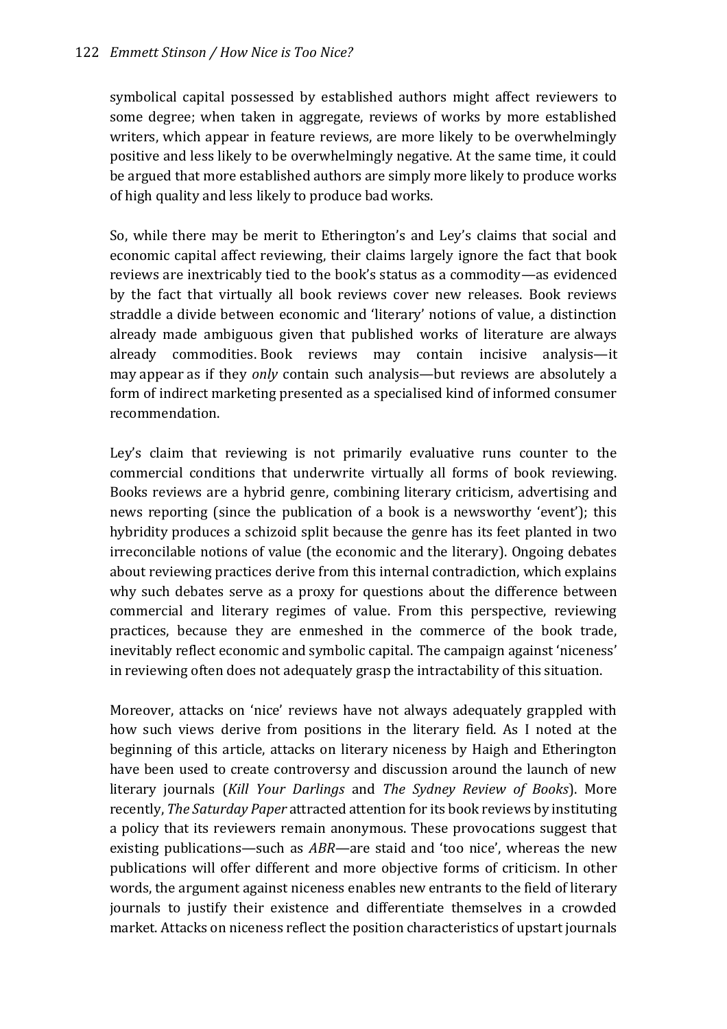symbolical capital possessed by established authors might affect reviewers to some degree; when taken in aggregate, reviews of works by more established writers, which appear in feature reviews, are more likely to be overwhelmingly positive and less likely to be overwhelmingly negative. At the same time, it could be argued that more established authors are simply more likely to produce works of high quality and less likely to produce bad works.

So, while there may be merit to Etherington's and Ley's claims that social and economic capital affect reviewing, their claims largely ignore the fact that book reviews are inextricably tied to the book's status as a commodity—as evidenced by the fact that virtually all book reviews cover new releases. Book reviews straddle a divide between economic and 'literary' notions of value, a distinction already made ambiguous given that published works of literature are always already commodities. Book reviews may contain incisive analysis—it may appear as if they *only* contain such analysis—but reviews are absolutely a form of indirect marketing presented as a specialised kind of informed consumer recommendation.

Ley's claim that reviewing is not primarily evaluative runs counter to the commercial conditions that underwrite virtually all forms of book reviewing. Books reviews are a hybrid genre, combining literary criticism, advertising and news reporting (since the publication of a book is a newsworthy 'event'); this hybridity produces a schizoid split because the genre has its feet planted in two irreconcilable notions of value (the economic and the literary). Ongoing debates about reviewing practices derive from this internal contradiction, which explains why such debates serve as a proxy for questions about the difference between commercial and literary regimes of value. From this perspective, reviewing practices, because they are enmeshed in the commerce of the book trade, inevitably reflect economic and symbolic capital. The campaign against 'niceness' in reviewing often does not adequately grasp the intractability of this situation.

Moreover, attacks on 'nice' reviews have not always adequately grappled with how such views derive from positions in the literary field. As I noted at the beginning of this article, attacks on literary niceness by Haigh and Etherington have been used to create controversy and discussion around the launch of new literary journals (*Kill Your Darlings* and *The Sydney Review of Books*). More recently, *The Saturday Paper* attracted attention for its book reviews by instituting a policy that its reviewers remain anonymous. These provocations suggest that existing publications—such as *ABR*—are staid and 'too nice', whereas the new publications will offer different and more objective forms of criticism. In other words, the argument against niceness enables new entrants to the field of literary journals to justify their existence and differentiate themselves in a crowded market. Attacks on niceness reflect the position characteristics of upstart journals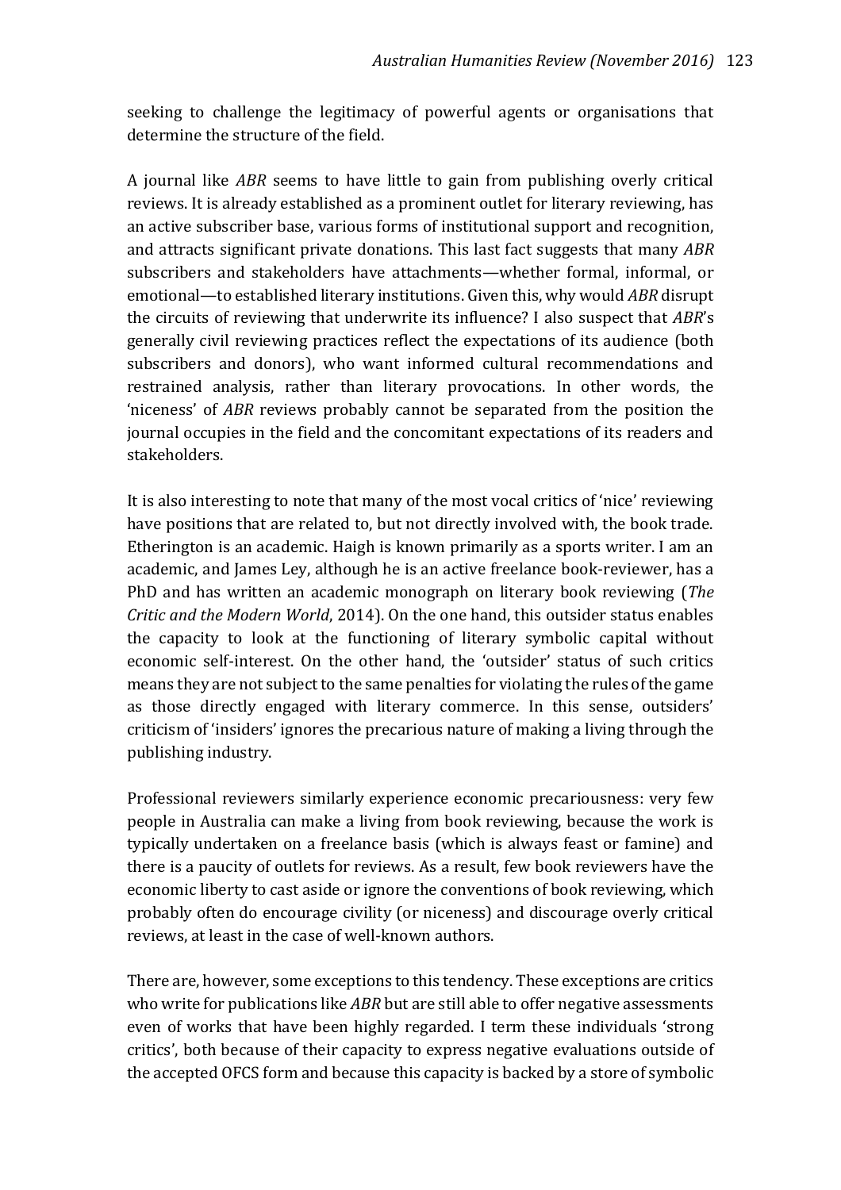seeking to challenge the legitimacy of powerful agents or organisations that determine the structure of the field.

A journal like *ABR* seems to have little to gain from publishing overly critical reviews. It is already established as a prominent outlet for literary reviewing, has an active subscriber base, various forms of institutional support and recognition, and attracts significant private donations. This last fact suggests that many *ABR* subscribers and stakeholders have attachments—whether formal, informal, or emotional—to established literary institutions. Given this, why would *ABR* disrupt the circuits of reviewing that underwrite its influence? I also suspect that *ABR*'s generally civil reviewing practices reflect the expectations of its audience (both subscribers and donors), who want informed cultural recommendations and restrained analysis, rather than literary provocations. In other words, the 'niceness' of *ABR* reviews probably cannot be separated from the position the journal occupies in the field and the concomitant expectations of its readers and stakeholders.

It is also interesting to note that many of the most vocal critics of 'nice' reviewing have positions that are related to, but not directly involved with, the book trade. Etherington is an academic. Haigh is known primarily as a sports writer. I am an academic, and James Ley, although he is an active freelance book-reviewer, has a PhD and has written an academic monograph on literary book reviewing (*The Critic and the Modern World*, 2014). On the one hand, this outsider status enables the capacity to look at the functioning of literary symbolic capital without economic self-interest. On the other hand, the 'outsider' status of such critics means they are not subject to the same penalties for violating the rules of the game as those directly engaged with literary commerce. In this sense, outsiders' criticism of 'insiders' ignores the precarious nature of making a living through the publishing industry.

Professional reviewers similarly experience economic precariousness: very few people in Australia can make a living from book reviewing, because the work is typically undertaken on a freelance basis (which is always feast or famine) and there is a paucity of outlets for reviews. As a result, few book reviewers have the economic liberty to cast aside or ignore the conventions of book reviewing, which probably often do encourage civility (or niceness) and discourage overly critical reviews, at least in the case of well-known authors.

There are, however, some exceptions to this tendency. These exceptions are critics who write for publications like *ABR* but are still able to offer negative assessments even of works that have been highly regarded. I term these individuals 'strong critics', both because of their capacity to express negative evaluations outside of the accepted OFCS form and because this capacity is backed by a store of symbolic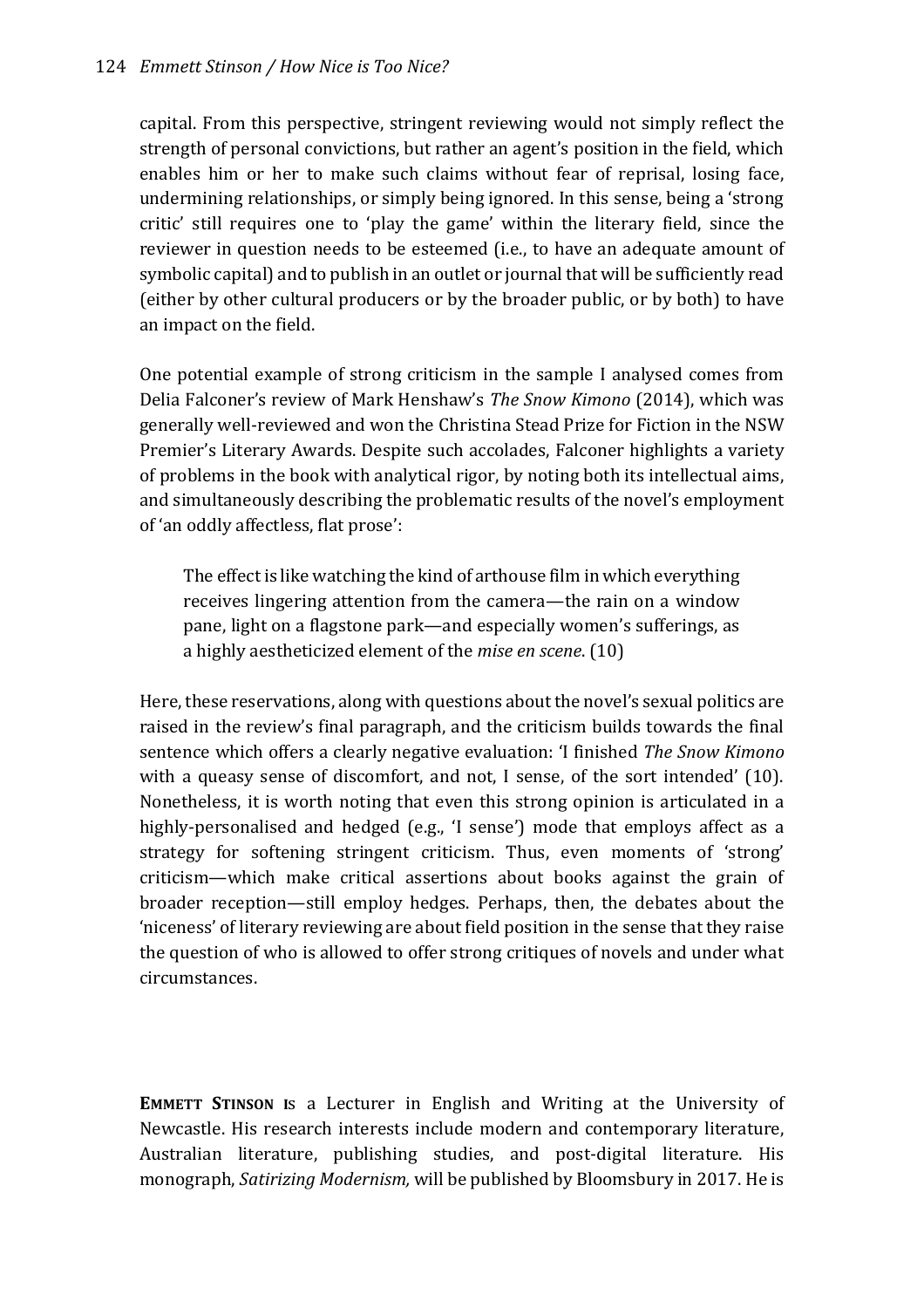capital. From this perspective, stringent reviewing would not simply reflect the strength of personal convictions, but rather an agent's position in the field, which enables him or her to make such claims without fear of reprisal, losing face, undermining relationships, or simply being ignored. In this sense, being a 'strong critic' still requires one to 'play the game' within the literary field, since the reviewer in question needs to be esteemed (i.e., to have an adequate amount of symbolic capital) and to publish in an outlet or journal that will be sufficiently read (either by other cultural producers or by the broader public, or by both) to have an impact on the field.

One potential example of strong criticism in the sample I analysed comes from Delia Falconer's review of Mark Henshaw's *The Snow Kimono* (2014), which was generally well-reviewed and won the Christina Stead Prize for Fiction in the NSW Premier's Literary Awards. Despite such accolades, Falconer highlights a variety of problems in the book with analytical rigor, by noting both its intellectual aims, and simultaneously describing the problematic results of the novel's employment of 'an oddly affectless, flat prose':

> The effect is like watching the kind of arthouse film in which everything receives lingering attention from the camera—the rain on a window pane, light on a flagstone park—and especially women's sufferings, as a highly aestheticized element of the *mise en scene*. (10)

Here, these reservations, along with questions about the novel's sexual politics are raised in the review's final paragraph, and the criticism builds towards the final sentence which offers a clearly negative evaluation: 'I finished *The Snow Kimono* with a queasy sense of discomfort, and not, I sense, of the sort intended' (10). Nonetheless, it is worth noting that even this strong opinion is articulated in a highly-personalised and hedged (e.g., 'I sense') mode that employs affect as a strategy for softening stringent criticism. Thus, even moments of 'strong' criticism—which make critical assertions about books against the grain of broader reception—still employ hedges. Perhaps, then, the debates about the 'niceness' of literary reviewing are about field position in the sense that they raise the question of who is allowed to offer strong critiques of novels and under what circumstances.

**EMMETT STINSON I**s a Lecturer in English and Writing at the University of Newcastle. His research interests include modern and contemporary literature, Australian literature, publishing studies, and post-digital literature. His monograph, *Satirizing Modernism,* will be published by Bloomsbury in 2017. He is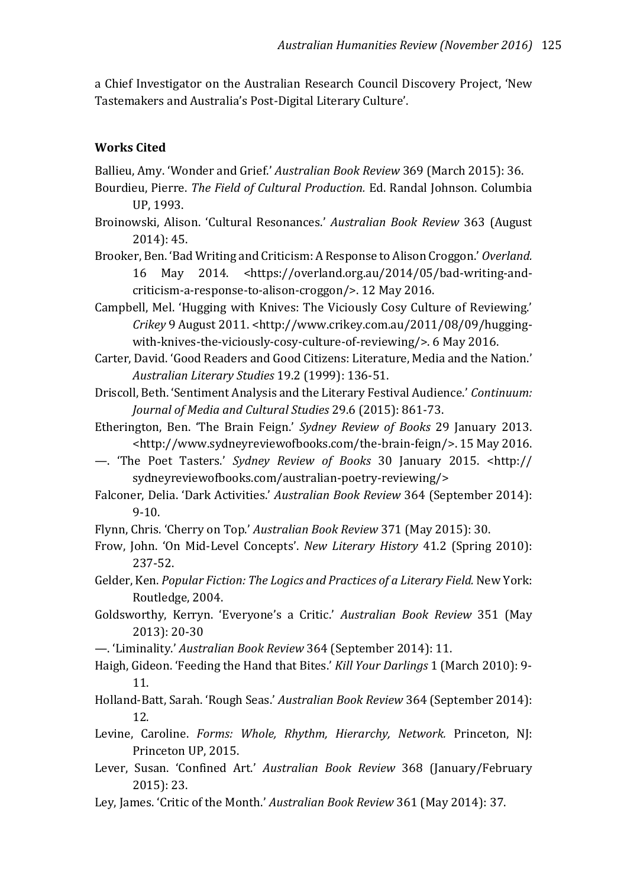a Chief Investigator on the Australian Research Council Discovery Project, 'New Tastemakers and Australia's Post-Digital Literary Culture'.

**Works Cited**

Ballieu, Amy. 'Wonder and Grief.' *Australian Book Review* 369 (March 2015): 36.

Bourdieu, Pierre. *The Field of Cultural Production.* Ed. Randal Johnson. Columbia UP, 1993.

Broinowski, Alison. 'Cultural Resonances.' *Australian Book Review* 363 (August 2014): 45.

Brooker, Ben. 'Bad Writing and Criticism: A Response to Alison Croggon.' *Overland.* 16 May 2014. <https://overland.org.au/2014/05/bad-writing-and-criticism-a-response-to-alison-croggon/>. 12 May 2016.

Campbell, Mel. 'Hugging with Knives: The Viciously Cosy Culture of Reviewing.' *Crikey* 9 August 2011. <http://www.crikey.com.au/2011/08/09/hugging-with-knives-the-viciously-cosy-culture-of-reviewing/>. 6 May 2016.

Carter, David. 'Good Readers and Good Citizens: Literature, Media and the Nation.' *Australian Literary Studies* 19.2 (1999): 136-51.

Driscoll, Beth. 'Sentiment Analysis and the Literary Festival Audience.' *Continuum: Journal of Media and Cultural Studies* 29.6 (2015): 861-73.

Etherington, Ben. 'The Brain Feign.' *Sydney Review of Books* 29 January 2013. <http://www.sydneyreviewofbooks.com/the-brain-feign/>. 15 May 2016.

—. 'The Poet Tasters.' *Sydney Review of Books* 30 January 2015. <http://sydneyreviewofbooks.com/australian-poetry-reviewing/>

Falconer, Delia. 'Dark Activities.' *Australian Book Review* 364 (September 2014): 9-10.

Flynn, Chris. 'Cherry on Top.' *Australian Book Review* 371 (May 2015): 30.

Frow, John. 'On Mid-Level Concepts'. *New Literary History* 41.2 (Spring 2010): 237-52.

Gelder, Ken. *Popular Fiction: The Logics and Practices of a Literary Field.* New York: Routledge, 2004.

Goldsworthy, Kerryn. 'Everyone's a Critic.' *Australian Book Review* 351 (May 2013): 20-30

—. 'Liminality.' *Australian Book Review* 364 (September 2014): 11.

Haigh, Gideon. 'Feeding the Hand that Bites.' *Kill Your Darlings* 1 (March 2010): 9-11.

Holland-Batt, Sarah. 'Rough Seas.' *Australian Book Review* 364 (September 2014): 12.

Levine, Caroline. *Forms: Whole, Rhythm, Hierarchy, Network.* Princeton, NJ: Princeton UP, 2015.

Lever, Susan. 'Confined Art.' *Australian Book Review* 368 (January/February 2015): 23.

Ley, James. 'Critic of the Month.' *Australian Book Review* 361 (May 2014): 37.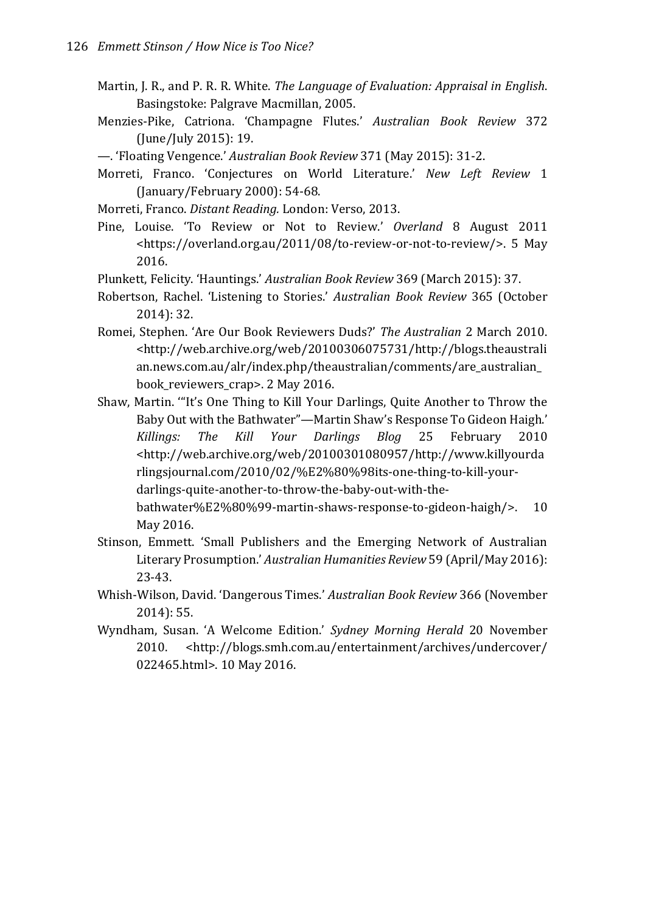Martin, J. R., and P. R. R. White. *The Language of Evaluation: Appraisal in English*. Basingstoke: Palgrave Macmillan, 2005.

Menzies-Pike, Catriona. 'Champagne Flutes.' *Australian Book Review* 372 (June/July 2015): 19.

—. 'Floating Vengence.' *Australian Book Review* 371 (May 2015): 31-2.

Morreti, Franco. 'Conjectures on World Literature.' *New Left Review* 1 (January/February 2000): 54-68.

Morreti, Franco. *Distant Reading.* London: Verso, 2013.

Pine, Louise. 'To Review or Not to Review.' *Overland* 8 August 2011 <https://overland.org.au/2011/08/to-review-or-not-to-review/>. 5 May 2016.

Plunkett, Felicity. 'Hauntings.' *Australian Book Review* 369 (March 2015): 37.

Robertson, Rachel. 'Listening to Stories.' *Australian Book Review* 365 (October 2014): 32.

Romei, Stephen. 'Are Our Book Reviewers Duds?' *The Australian* 2 March 2010. <http://web.archive.org/web/20100306075731/http://blogs.theaustralian.news.com.au/alr/index.php/theaustralian/comments/are_australian_book_reviewers_crap>. 2 May 2016.

Shaw, Martin. '"It's One Thing to Kill Your Darlings, Quite Another to Throw the Baby Out with the Bathwater"—Martin Shaw's Response To Gideon Haigh.' *Killings: The Kill Your Darlings Blog* 25 February 2010 <http://web.archive.org/web/20100301080957/http://www.killyourdarlingsjournal.com/2010/02/%E2%80%98its-one-thing-to-kill-your-darlings-quite-another-to-throw-the-baby-out-with-the-bathwater%E2%80%99-martin-shaws-response-to-gideon-haigh/>. 10 May 2016.

Stinson, Emmett. 'Small Publishers and the Emerging Network of Australian Literary Prosumption.' *Australian Humanities Review* 59 (April/May 2016): 23-43.

Whish-Wilson, David. 'Dangerous Times.' *Australian Book Review* 366 (November 2014): 55.

Wyndham, Susan. 'A Welcome Edition.' *Sydney Morning Herald* 20 November 2010. <http://blogs.smh.com.au/entertainment/archives/undercover/022465.html>. 10 May 2016.